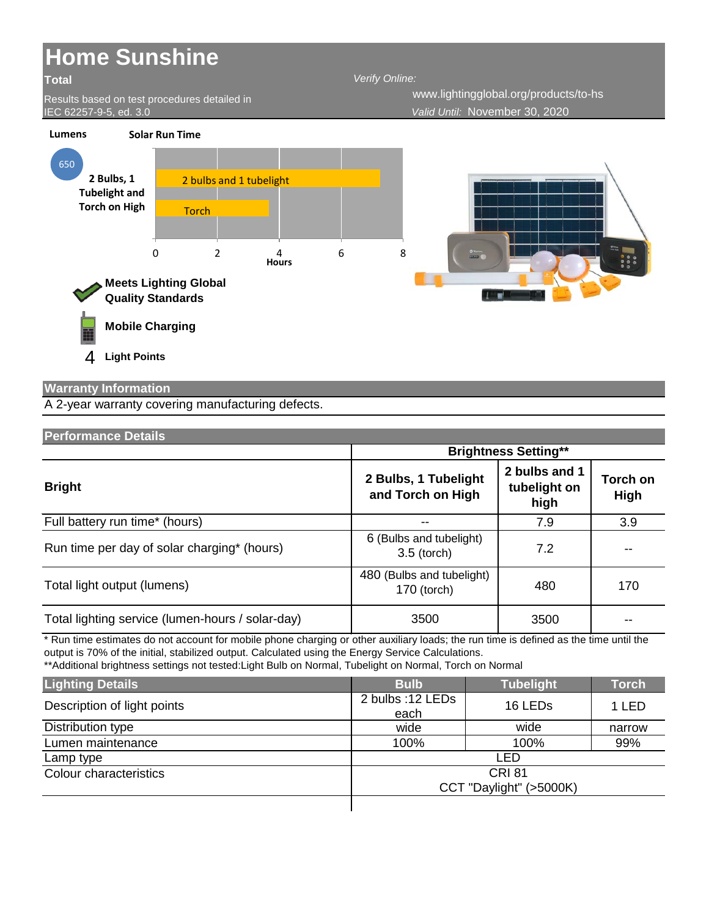# Home Sunshine

**Total**

Results based on test procedures detailed in IEC 62257-9-5, ed. 3.0

*Verify Online:* www.lightingglobal.org/products/to-hs

*Valid Until:* November 30, 2020

**Lumens**

650 — **2 Bulbs, 1 Tubelight and Torch on High**

**Solar Run Time**

- 2 bulbs and 1 tubelight
- Torch

0 2 4 6 8 **Hours**

**Meets Lighting Global Quality Standards**

**Mobile Charging**

4 **Light Points**

## Warranty Information

A 2-year warranty covering manufacturing defects.

## Performance Details

| | Brightness Setting** | | |
|---|---|---|---|
| **Bright** | **2 Bulbs, 1 Tubelight and Torch on High** | **2 bulbs and 1 tubelight on high** | **Torch on High** |
| Full battery run time* (hours) | -- | 7.9 | 3.9 |
| Run time per day of solar charging* (hours) | 6 (Bulbs and tubelight) 3.5 (torch) | 7.2 | -- |
| Total light output (lumens) | 480 (Bulbs and tubelight) 170 (torch) | 480 | 170 |
| Total lighting service (lumen-hours / solar-day) | 3500 | 3500 | -- |

* Run time estimates do not account for mobile phone charging or other auxiliary loads; the run time is defined as the time until the output is 70% of the initial, stabilized output. Calculated using the Energy Service Calculations.

**Additional brightness settings not tested:Light Bulb on Normal, Tubelight on Normal, Torch on Normal

| Lighting Details | Bulb | Tubelight | Torch |
|---|---|---|---|
| Description of light points | 2 bulbs :12 LEDs each | 16 LEDs | 1 LED |
| Distribution type | wide | wide | narrow |
| Lumen maintenance | 100% | 100% | 99% |
| Lamp type | LED | | |
| Colour characteristics | CRI 81<br>CCT "Daylight" (>5000K) | | |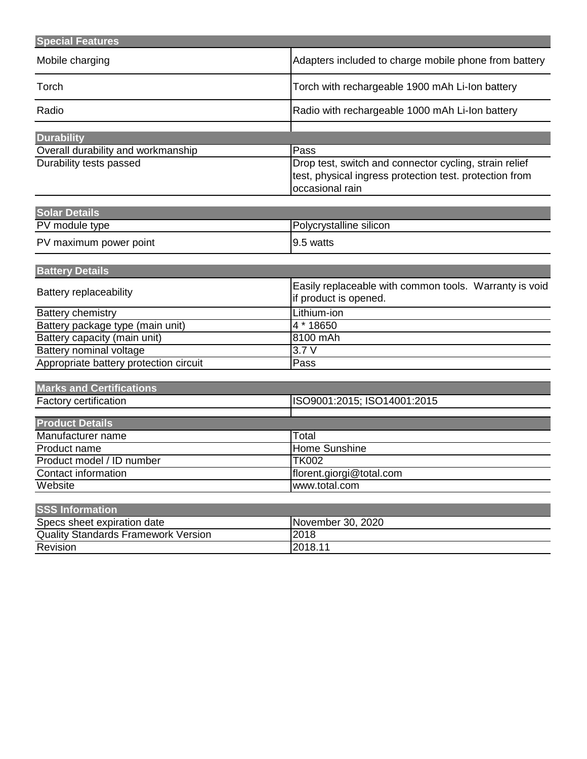| Special Features | |
|---|---|
| Mobile charging | Adapters included to charge mobile phone from battery |
| Torch | Torch with rechargeable 1900 mAh Li-Ion battery |
| Radio | Radio with rechargeable 1000 mAh Li-Ion battery |

| Durability | |
|---|---|
| Overall durability and workmanship | Pass |
| Durability tests passed | Drop test, switch and connector cycling, strain relief test, physical ingress protection test. protection from occasional rain |

| Solar Details | |
|---|---|
| PV module type | Polycrystalline silicon |
| PV maximum power point | 9.5 watts |

| Battery Details | |
|---|---|
| Battery replaceability | Easily replaceable with common tools. Warranty is void if product is opened. |
| Battery chemistry | Lithium-ion |
| Battery package type (main unit) | 4 * 18650 |
| Battery capacity (main unit) | 8100 mAh |
| Battery nominal voltage | 3.7 V |
| Appropriate battery protection circuit | Pass |

| Marks and Certifications | |
|---|---|
| Factory certification | ISO9001:2015; ISO14001:2015 |

| Product Details | |
|---|---|
| Manufacturer name | Total |
| Product name | Home Sunshine |
| Product model / ID number | TK002 |
| Contact information | florent.giorgi@total.com |
| Website | www.total.com |

| SSS Information | |
|---|---|
| Specs sheet expiration date | November 30, 2020 |
| Quality Standards Framework Version | 2018 |
| Revision | 2018.11 |